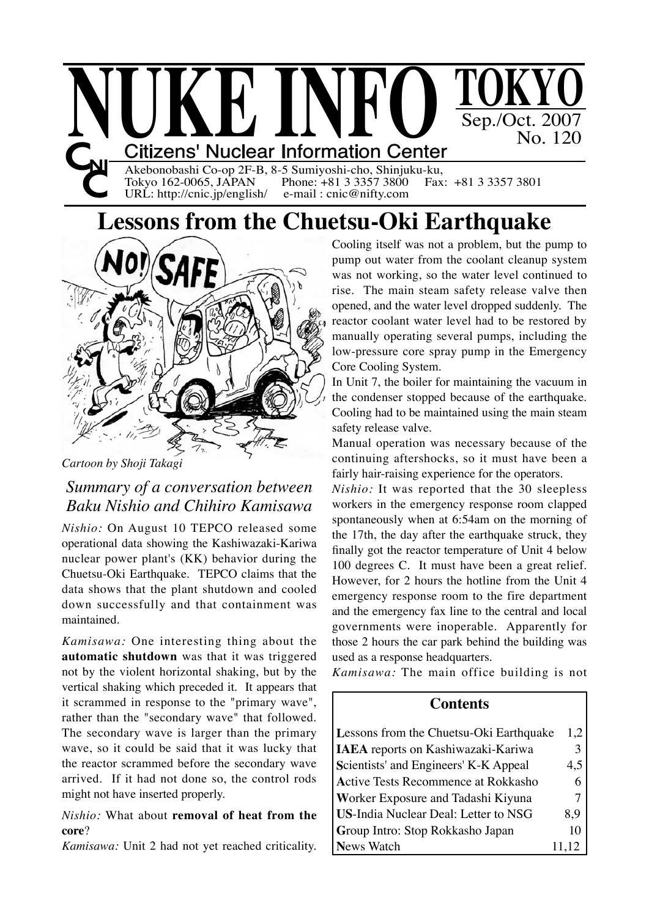# NUKE INFO TOKYO

Sep./Oct. 2007
No. 120

**Citizens' Nuclear Information Center**

Akebonobashi Co-op 2F-B, 8-5 Sumiyoshi-cho, Shinjuku-ku,
Tokyo 162-0065, JAPAN Phone: +81 3 3357 3800 Fax: +81 3 3357 3801
URL: http://cnic.jp/english/ e-mail : cnic@nifty.com

# Lessons from the Chuetsu-Oki Earthquake

*Cartoon by Shoji Takagi*

## *Summary of a conversation between Baku Nishio and Chihiro Kamisawa*

*Nishio:* On August 10 TEPCO released some operational data showing the Kashiwazaki-Kariwa nuclear power plant's (KK) behavior during the Chuetsu-Oki Earthquake. TEPCO claims that the data shows that the plant shutdown and cooled down successfully and that containment was maintained.

*Kamisawa:* One interesting thing about the **automatic shutdown** was that it was triggered not by the violent horizontal shaking, but by the vertical shaking which preceded it. It appears that it scrammed in response to the "primary wave", rather than the "secondary wave" that followed. The secondary wave is larger than the primary wave, so it could be said that it was lucky that the reactor scrammed before the secondary wave arrived. If it had not done so, the control rods might not have inserted properly.

*Nishio:* What about **removal of heat from the core**?

*Kamisawa:* Unit 2 had not yet reached criticality. Cooling itself was not a problem, but the pump to pump out water from the coolant cleanup system was not working, so the water level continued to rise. The main steam safety release valve then opened, and the water level dropped suddenly. The reactor coolant water level had to be restored by manually operating several pumps, including the low-pressure core spray pump in the Emergency Core Cooling System.

In Unit 7, the boiler for maintaining the vacuum in the condenser stopped because of the earthquake. Cooling had to be maintained using the main steam safety release valve.

Manual operation was necessary because of the continuing aftershocks, so it must have been a fairly hair-raising experience for the operators.

*Nishio:* It was reported that the 30 sleepless workers in the emergency response room clapped spontaneously when at 6:54am on the morning of the 17th, the day after the earthquake struck, they finally got the reactor temperature of Unit 4 below 100 degrees C. It must have been a great relief. However, for 2 hours the hotline from the Unit 4 emergency response room to the fire department and the emergency fax line to the central and local governments were inoperable. Apparently for those 2 hours the car park behind the building was used as a response headquarters.

*Kamisawa:* The main office building is not

| Contents | |
|---|---|
| Lessons from the Chuetsu-Oki Earthquake | 1,2 |
| IAEA reports on Kashiwazaki-Kariwa | 3 |
| Scientists' and Engineers' K-K Appeal | 4,5 |
| Active Tests Recommence at Rokkasho | 6 |
| Worker Exposure and Tadashi Kiyuna | 7 |
| US-India Nuclear Deal: Letter to NSG | 8,9 |
| Group Intro: Stop Rokkasho Japan | 10 |
| News Watch | 11,12 |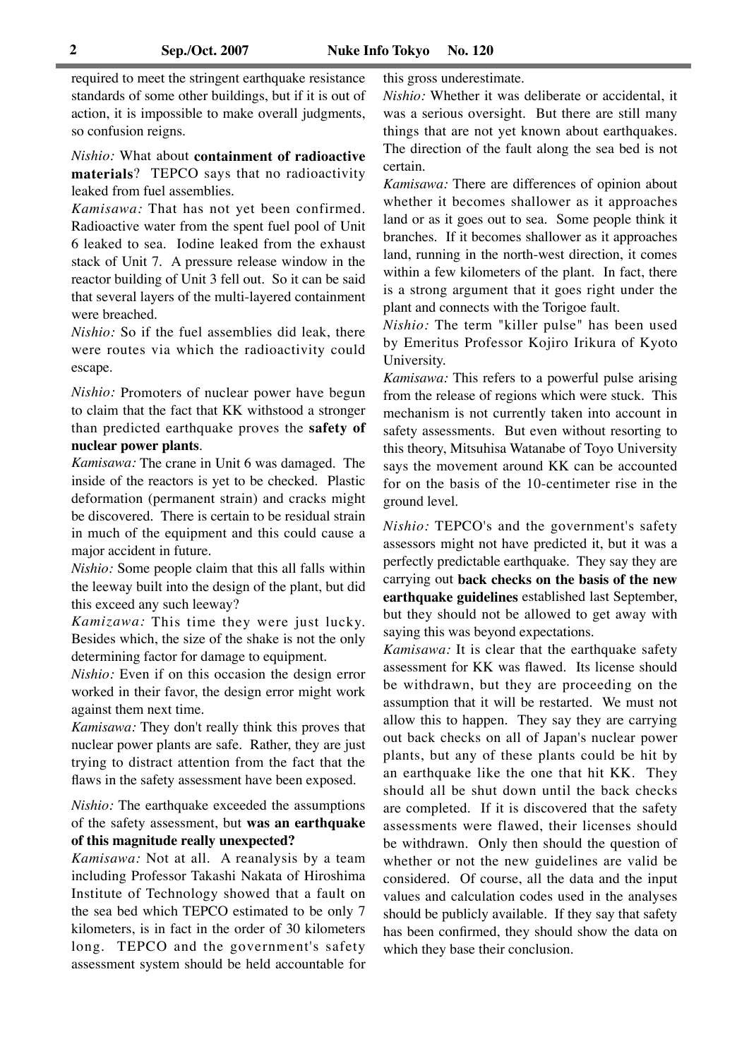required to meet the stringent earthquake resistance standards of some other buildings, but if it is out of action, it is impossible to make overall judgments, so confusion reigns.

*Nishio:* What about **containment of radioactive materials**? TEPCO says that no radioactivity leaked from fuel assemblies.

*Kamisawa:* That has not yet been confirmed. Radioactive water from the spent fuel pool of Unit 6 leaked to sea. Iodine leaked from the exhaust stack of Unit 7. A pressure release window in the reactor building of Unit 3 fell out. So it can be said that several layers of the multi-layered containment were breached.

*Nishio:* So if the fuel assemblies did leak, there were routes via which the radioactivity could escape.

*Nishio:* Promoters of nuclear power have begun to claim that the fact that KK withstood a stronger than predicted earthquake proves the **safety of nuclear power plants**.

*Kamisawa:* The crane in Unit 6 was damaged. The inside of the reactors is yet to be checked. Plastic deformation (permanent strain) and cracks might be discovered. There is certain to be residual strain in much of the equipment and this could cause a major accident in future.

*Nishio:* Some people claim that this all falls within the leeway built into the design of the plant, but did this exceed any such leeway?

*Kamizawa:* This time they were just lucky. Besides which, the size of the shake is not the only determining factor for damage to equipment.

*Nishio:* Even if on this occasion the design error worked in their favor, the design error might work against them next time.

*Kamisawa:* They don't really think this proves that nuclear power plants are safe. Rather, they are just trying to distract attention from the fact that the flaws in the safety assessment have been exposed.

*Nishio:* The earthquake exceeded the assumptions of the safety assessment, but **was an earthquake of this magnitude really unexpected?**

*Kamisawa:* Not at all. A reanalysis by a team including Professor Takashi Nakata of Hiroshima Institute of Technology showed that a fault on the sea bed which TEPCO estimated to be only 7 kilometers, is in fact in the order of 30 kilometers long. TEPCO and the government's safety assessment system should be held accountable for this gross underestimate.

*Nishio:* Whether it was deliberate or accidental, it was a serious oversight. But there are still many things that are not yet known about earthquakes. The direction of the fault along the sea bed is not certain.

*Kamisawa:* There are differences of opinion about whether it becomes shallower as it approaches land or as it goes out to sea. Some people think it branches. If it becomes shallower as it approaches land, running in the north-west direction, it comes within a few kilometers of the plant. In fact, there is a strong argument that it goes right under the plant and connects with the Torigoe fault.

*Nishio:* The term "killer pulse" has been used by Emeritus Professor Kojiro Irikura of Kyoto University.

*Kamisawa:* This refers to a powerful pulse arising from the release of regions which were stuck. This mechanism is not currently taken into account in safety assessments. But even without resorting to this theory, Mitsuhisa Watanabe of Toyo University says the movement around KK can be accounted for on the basis of the 10-centimeter rise in the ground level.

*Nishio:* TEPCO's and the government's safety assessors might not have predicted it, but it was a perfectly predictable earthquake. They say they are carrying out **back checks on the basis of the new earthquake guidelines** established last September, but they should not be allowed to get away with saying this was beyond expectations.

*Kamisawa:* It is clear that the earthquake safety assessment for KK was flawed. Its license should be withdrawn, but they are proceeding on the assumption that it will be restarted. We must not allow this to happen. They say they are carrying out back checks on all of Japan's nuclear power plants, but any of these plants could be hit by an earthquake like the one that hit KK. They should all be shut down until the back checks are completed. If it is discovered that the safety assessments were flawed, their licenses should be withdrawn. Only then should the question of whether or not the new guidelines are valid be considered. Of course, all the data and the input values and calculation codes used in the analyses should be publicly available. If they say that safety has been confirmed, they should show the data on which they base their conclusion.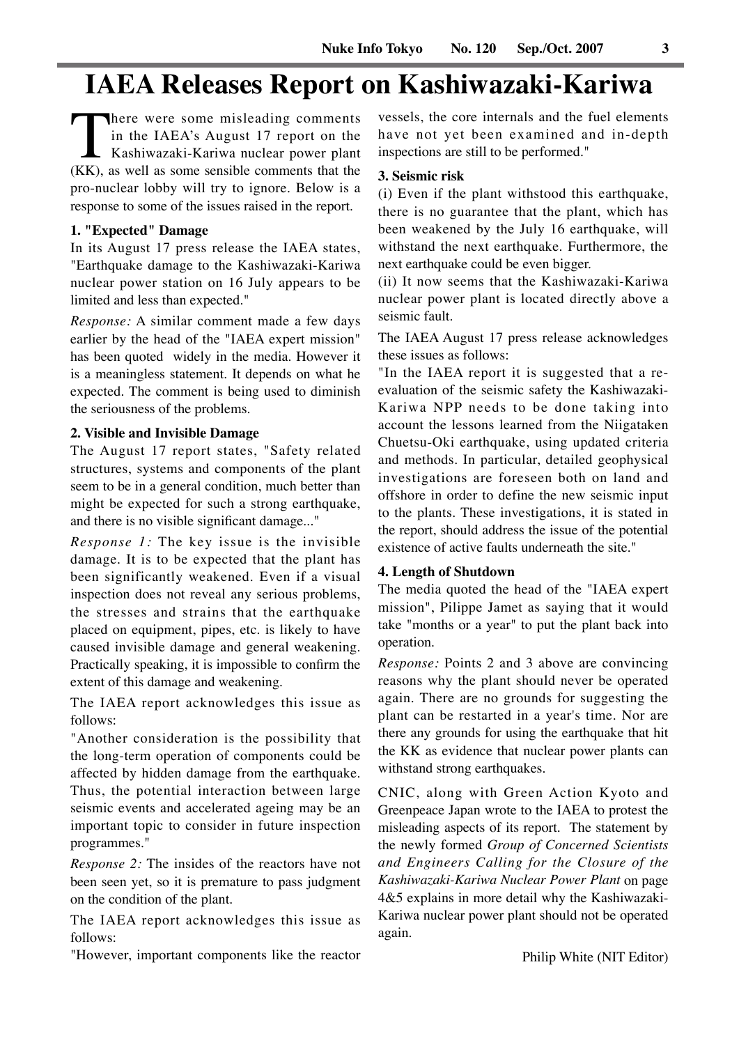# IAEA Releases Report on Kashiwazaki-Kariwa

There were some misleading comments in the IAEA's August 17 report on the Kashiwazaki-Kariwa nuclear power plant (KK), as well as some sensible comments that the pro-nuclear lobby will try to ignore. Below is a response to some of the issues raised in the report.

### 1. "Expected" Damage

In its August 17 press release the IAEA states, "Earthquake damage to the Kashiwazaki-Kariwa nuclear power station on 16 July appears to be limited and less than expected."

*Response:* A similar comment made a few days earlier by the head of the "IAEA expert mission" has been quoted widely in the media. However it is a meaningless statement. It depends on what he expected. The comment is being used to diminish the seriousness of the problems.

### 2. Visible and Invisible Damage

The August 17 report states, "Safety related structures, systems and components of the plant seem to be in a general condition, much better than might be expected for such a strong earthquake, and there is no visible significant damage..."

*Response 1:* The key issue is the invisible damage. It is to be expected that the plant has been significantly weakened. Even if a visual inspection does not reveal any serious problems, the stresses and strains that the earthquake placed on equipment, pipes, etc. is likely to have caused invisible damage and general weakening. Practically speaking, it is impossible to confirm the extent of this damage and weakening.

The IAEA report acknowledges this issue as follows:

"Another consideration is the possibility that the long-term operation of components could be affected by hidden damage from the earthquake. Thus, the potential interaction between large seismic events and accelerated ageing may be an important topic to consider in future inspection programmes."

*Response 2:* The insides of the reactors have not been seen yet, so it is premature to pass judgment on the condition of the plant.

The IAEA report acknowledges this issue as follows:

"However, important components like the reactor vessels, the core internals and the fuel elements have not yet been examined and in-depth inspections are still to be performed."

### 3. Seismic risk

(i) Even if the plant withstood this earthquake, there is no guarantee that the plant, which has been weakened by the July 16 earthquake, will withstand the next earthquake. Furthermore, the next earthquake could be even bigger.

(ii) It now seems that the Kashiwazaki-Kariwa nuclear power plant is located directly above a seismic fault.

The IAEA August 17 press release acknowledges these issues as follows:

"In the IAEA report it is suggested that a re-evaluation of the seismic safety the Kashiwazaki-Kariwa NPP needs to be done taking into account the lessons learned from the Niigataken Chuetsu-Oki earthquake, using updated criteria and methods. In particular, detailed geophysical investigations are foreseen both on land and offshore in order to define the new seismic input to the plants. These investigations, it is stated in the report, should address the issue of the potential existence of active faults underneath the site."

### 4. Length of Shutdown

The media quoted the head of the "IAEA expert mission", Pilippe Jamet as saying that it would take "months or a year" to put the plant back into operation.

*Response:* Points 2 and 3 above are convincing reasons why the plant should never be operated again. There are no grounds for suggesting the plant can be restarted in a year's time. Nor are there any grounds for using the earthquake that hit the KK as evidence that nuclear power plants can withstand strong earthquakes.

CNIC, along with Green Action Kyoto and Greenpeace Japan wrote to the IAEA to protest the misleading aspects of its report. The statement by the newly formed *Group of Concerned Scientists and Engineers Calling for the Closure of the Kashiwazaki-Kariwa Nuclear Power Plant* on page 4&5 explains in more detail why the Kashiwazaki-Kariwa nuclear power plant should not be operated again.

Philip White (NIT Editor)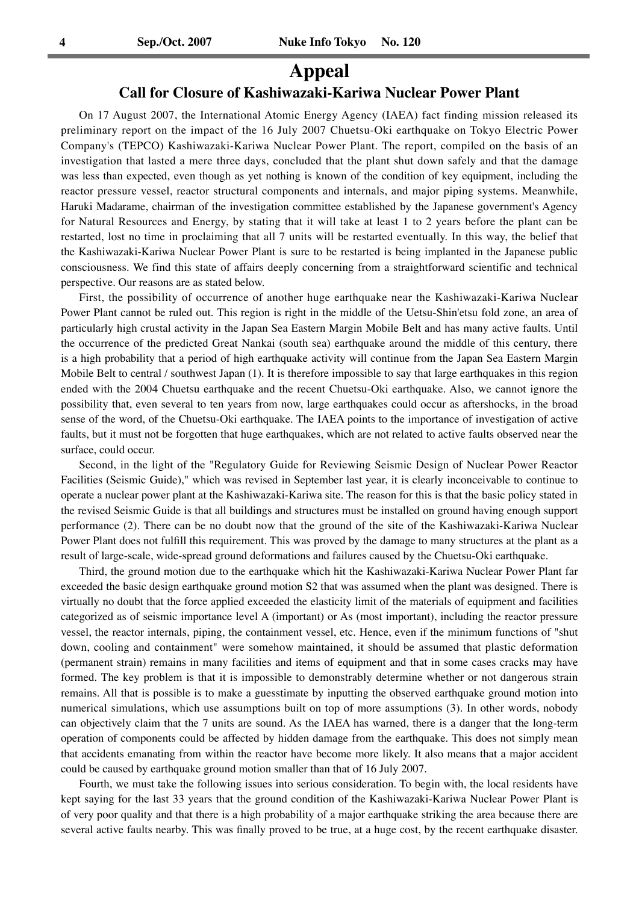# Appeal

## Call for Closure of Kashiwazaki-Kariwa Nuclear Power Plant

On 17 August 2007, the International Atomic Energy Agency (IAEA) fact finding mission released its preliminary report on the impact of the 16 July 2007 Chuetsu-Oki earthquake on Tokyo Electric Power Company's (TEPCO) Kashiwazaki-Kariwa Nuclear Power Plant. The report, compiled on the basis of an investigation that lasted a mere three days, concluded that the plant shut down safely and that the damage was less than expected, even though as yet nothing is known of the condition of key equipment, including the reactor pressure vessel, reactor structural components and internals, and major piping systems. Meanwhile, Haruki Madarame, chairman of the investigation committee established by the Japanese government's Agency for Natural Resources and Energy, by stating that it will take at least 1 to 2 years before the plant can be restarted, lost no time in proclaiming that all 7 units will be restarted eventually. In this way, the belief that the Kashiwazaki-Kariwa Nuclear Power Plant is sure to be restarted is being implanted in the Japanese public consciousness. We find this state of affairs deeply concerning from a straightforward scientific and technical perspective. Our reasons are as stated below.

First, the possibility of occurrence of another huge earthquake near the Kashiwazaki-Kariwa Nuclear Power Plant cannot be ruled out. This region is right in the middle of the Uetsu-Shin'etsu fold zone, an area of particularly high crustal activity in the Japan Sea Eastern Margin Mobile Belt and has many active faults. Until the occurrence of the predicted Great Nankai (south sea) earthquake around the middle of this century, there is a high probability that a period of high earthquake activity will continue from the Japan Sea Eastern Margin Mobile Belt to central / southwest Japan (1). It is therefore impossible to say that large earthquakes in this region ended with the 2004 Chuetsu earthquake and the recent Chuetsu-Oki earthquake. Also, we cannot ignore the possibility that, even several to ten years from now, large earthquakes could occur as aftershocks, in the broad sense of the word, of the Chuetsu-Oki earthquake. The IAEA points to the importance of investigation of active faults, but it must not be forgotten that huge earthquakes, which are not related to active faults observed near the surface, could occur.

Second, in the light of the "Regulatory Guide for Reviewing Seismic Design of Nuclear Power Reactor Facilities (Seismic Guide)," which was revised in September last year, it is clearly inconceivable to continue to operate a nuclear power plant at the Kashiwazaki-Kariwa site. The reason for this is that the basic policy stated in the revised Seismic Guide is that all buildings and structures must be installed on ground having enough support performance (2). There can be no doubt now that the ground of the site of the Kashiwazaki-Kariwa Nuclear Power Plant does not fulfill this requirement. This was proved by the damage to many structures at the plant as a result of large-scale, wide-spread ground deformations and failures caused by the Chuetsu-Oki earthquake.

Third, the ground motion due to the earthquake which hit the Kashiwazaki-Kariwa Nuclear Power Plant far exceeded the basic design earthquake ground motion S2 that was assumed when the plant was designed. There is virtually no doubt that the force applied exceeded the elasticity limit of the materials of equipment and facilities categorized as of seismic importance level A (important) or As (most important), including the reactor pressure vessel, the reactor internals, piping, the containment vessel, etc. Hence, even if the minimum functions of "shut down, cooling and containment" were somehow maintained, it should be assumed that plastic deformation (permanent strain) remains in many facilities and items of equipment and that in some cases cracks may have formed. The key problem is that it is impossible to demonstrably determine whether or not dangerous strain remains. All that is possible is to make a guesstimate by inputting the observed earthquake ground motion into numerical simulations, which use assumptions built on top of more assumptions (3). In other words, nobody can objectively claim that the 7 units are sound. As the IAEA has warned, there is a danger that the long-term operation of components could be affected by hidden damage from the earthquake. This does not simply mean that accidents emanating from within the reactor have become more likely. It also means that a major accident could be caused by earthquake ground motion smaller than that of 16 July 2007.

Fourth, we must take the following issues into serious consideration. To begin with, the local residents have kept saying for the last 33 years that the ground condition of the Kashiwazaki-Kariwa Nuclear Power Plant is of very poor quality and that there is a high probability of a major earthquake striking the area because there are several active faults nearby. This was finally proved to be true, at a huge cost, by the recent earthquake disaster.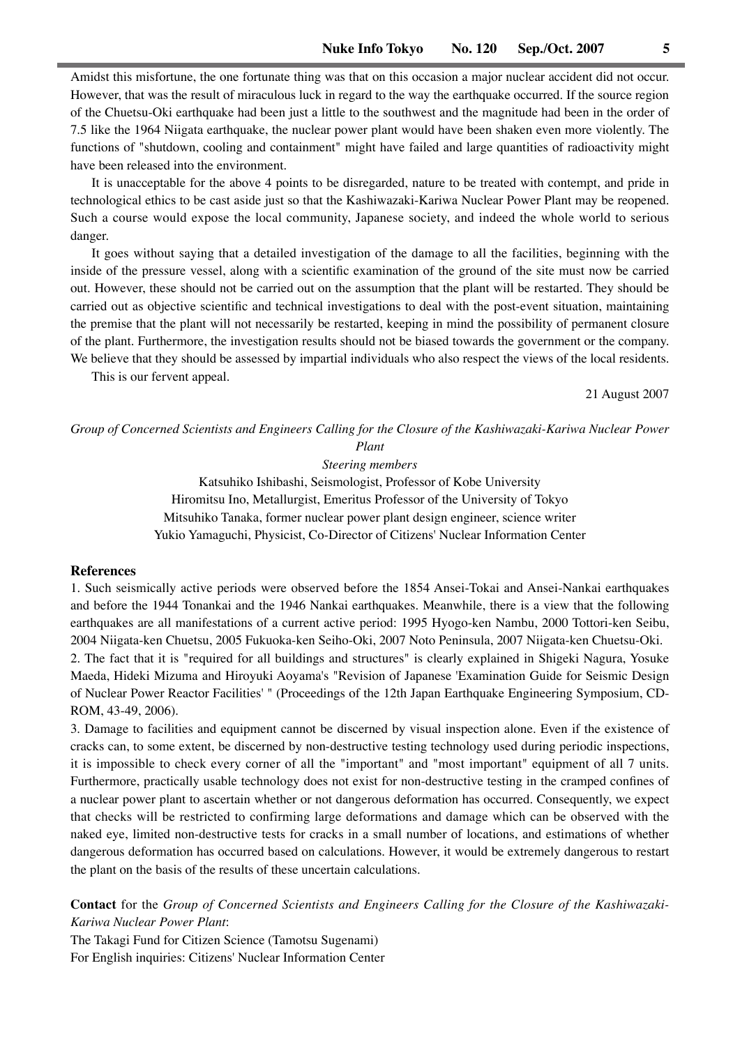Amidst this misfortune, the one fortunate thing was that on this occasion a major nuclear accident did not occur. However, that was the result of miraculous luck in regard to the way the earthquake occurred. If the source region of the Chuetsu-Oki earthquake had been just a little to the southwest and the magnitude had been in the order of 7.5 like the 1964 Niigata earthquake, the nuclear power plant would have been shaken even more violently. The functions of "shutdown, cooling and containment" might have failed and large quantities of radioactivity might have been released into the environment.

It is unacceptable for the above 4 points to be disregarded, nature to be treated with contempt, and pride in technological ethics to be cast aside just so that the Kashiwazaki-Kariwa Nuclear Power Plant may be reopened. Such a course would expose the local community, Japanese society, and indeed the whole world to serious danger.

It goes without saying that a detailed investigation of the damage to all the facilities, beginning with the inside of the pressure vessel, along with a scientific examination of the ground of the site must now be carried out. However, these should not be carried out on the assumption that the plant will be restarted. They should be carried out as objective scientific and technical investigations to deal with the post-event situation, maintaining the premise that the plant will not necessarily be restarted, keeping in mind the possibility of permanent closure of the plant. Furthermore, the investigation results should not be biased towards the government or the company. We believe that they should be assessed by impartial individuals who also respect the views of the local residents.

This is our fervent appeal.

21 August 2007

*Group of Concerned Scientists and Engineers Calling for the Closure of the Kashiwazaki-Kariwa Nuclear Power Plant*

*Steering members*

Katsuhiko Ishibashi, Seismologist, Professor of Kobe University
Hiromitsu Ino, Metallurgist, Emeritus Professor of the University of Tokyo
Mitsuhiko Tanaka, former nuclear power plant design engineer, science writer
Yukio Yamaguchi, Physicist, Co-Director of Citizens' Nuclear Information Center

**References**

1. Such seismically active periods were observed before the 1854 Ansei-Tokai and Ansei-Nankai earthquakes and before the 1944 Tonankai and the 1946 Nankai earthquakes. Meanwhile, there is a view that the following earthquakes are all manifestations of a current active period: 1995 Hyogo-ken Nambu, 2000 Tottori-ken Seibu, 2004 Niigata-ken Chuetsu, 2005 Fukuoka-ken Seiho-Oki, 2007 Noto Peninsula, 2007 Niigata-ken Chuetsu-Oki.
2. The fact that it is "required for all buildings and structures" is clearly explained in Shigeki Nagura, Yosuke Maeda, Hideki Mizuma and Hiroyuki Aoyama's "Revision of Japanese 'Examination Guide for Seismic Design of Nuclear Power Reactor Facilities' " (Proceedings of the 12th Japan Earthquake Engineering Symposium, CD-ROM, 43-49, 2006).
3. Damage to facilities and equipment cannot be discerned by visual inspection alone. Even if the existence of cracks can, to some extent, be discerned by non-destructive testing technology used during periodic inspections, it is impossible to check every corner of all the "important" and "most important" equipment of all 7 units. Furthermore, practically usable technology does not exist for non-destructive testing in the cramped confines of a nuclear power plant to ascertain whether or not dangerous deformation has occurred. Consequently, we expect that checks will be restricted to confirming large deformations and damage which can be observed with the naked eye, limited non-destructive tests for cracks in a small number of locations, and estimations of whether dangerous deformation has occurred based on calculations. However, it would be extremely dangerous to restart the plant on the basis of the results of these uncertain calculations.

**Contact** for the *Group of Concerned Scientists and Engineers Calling for the Closure of the Kashiwazaki-Kariwa Nuclear Power Plant*:
The Takagi Fund for Citizen Science (Tamotsu Sugenami)
For English inquiries: Citizens' Nuclear Information Center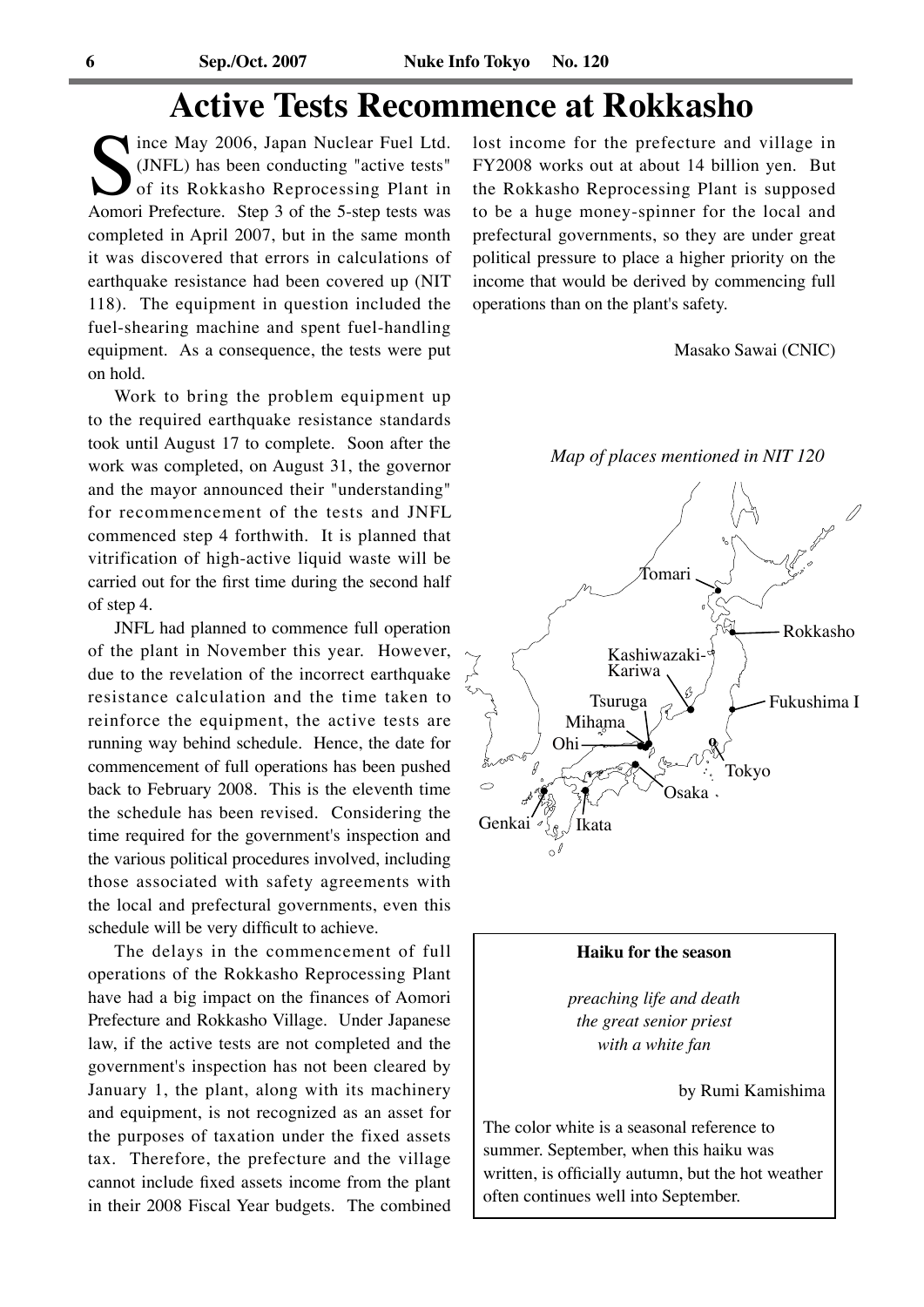# Active Tests Recommence at Rokkasho

Since May 2006, Japan Nuclear Fuel Ltd. (JNFL) has been conducting "active tests" of its Rokkasho Reprocessing Plant in Aomori Prefecture. Step 3 of the 5-step tests was completed in April 2007, but in the same month it was discovered that errors in calculations of earthquake resistance had been covered up (NIT 118). The equipment in question included the fuel-shearing machine and spent fuel-handling equipment. As a consequence, the tests were put on hold.

Work to bring the problem equipment up to the required earthquake resistance standards took until August 17 to complete. Soon after the work was completed, on August 31, the governor and the mayor announced their "understanding" for recommencement of the tests and JNFL commenced step 4 forthwith. It is planned that vitrification of high-active liquid waste will be carried out for the first time during the second half of step 4.

JNFL had planned to commence full operation of the plant in November this year. However, due to the revelation of the incorrect earthquake resistance calculation and the time taken to reinforce the equipment, the active tests are running way behind schedule. Hence, the date for commencement of full operations has been pushed back to February 2008. This is the eleventh time the schedule has been revised. Considering the time required for the government's inspection and the various political procedures involved, including those associated with safety agreements with the local and prefectural governments, even this schedule will be very difficult to achieve.

The delays in the commencement of full operations of the Rokkasho Reprocessing Plant have had a big impact on the finances of Aomori Prefecture and Rokkasho Village. Under Japanese law, if the active tests are not completed and the government's inspection has not been cleared by January 1, the plant, along with its machinery and equipment, is not recognized as an asset for the purposes of taxation under the fixed assets tax. Therefore, the prefecture and the village cannot include fixed assets income from the plant in their 2008 Fiscal Year budgets. The combined lost income for the prefecture and village in FY2008 works out at about 14 billion yen. But the Rokkasho Reprocessing Plant is supposed to be a huge money-spinner for the local and prefectural governments, so they are under great political pressure to place a higher priority on the income that would be derived by commencing full operations than on the plant's safety.

Masako Sawai (CNIC)

*Map of places mentioned in NIT 120*

Tomari, Rokkasho, Kashiwazaki-Kariwa, Fukushima I, Tsuruga, Mihama, Ohi, Tokyo, Osaka, Genkai, Ikata

**Haiku for the season**

*preaching life and death*
*the great senior priest*
*with a white fan*

by Rumi Kamishima

The color white is a seasonal reference to summer. September, when this haiku was written, is officially autumn, but the hot weather often continues well into September.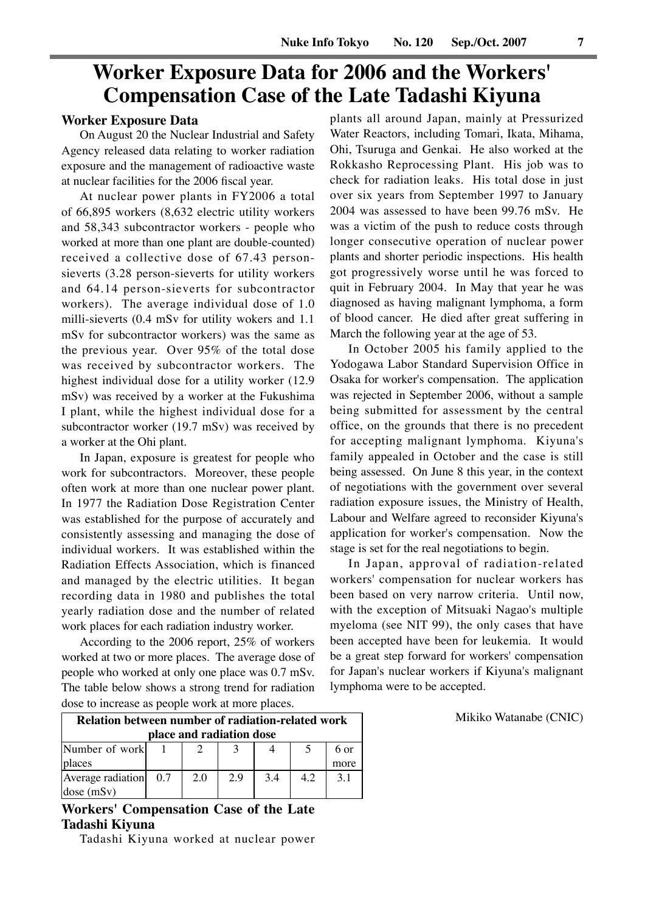# Worker Exposure Data for 2006 and the Workers' Compensation Case of the Late Tadashi Kiyuna

## Worker Exposure Data

On August 20 the Nuclear Industrial and Safety Agency released data relating to worker radiation exposure and the management of radioactive waste at nuclear facilities for the 2006 fiscal year.

At nuclear power plants in FY2006 a total of 66,895 workers (8,632 electric utility workers and 58,343 subcontractor workers - people who worked at more than one plant are double-counted) received a collective dose of 67.43 person-sieverts (3.28 person-sieverts for utility workers and 64.14 person-sieverts for subcontractor workers). The average individual dose of 1.0 milli-sieverts (0.4 mSv for utility wokers and 1.1 mSv for subcontractor workers) was the same as the previous year. Over 95% of the total dose was received by subcontractor workers. The highest individual dose for a utility worker (12.9 mSv) was received by a worker at the Fukushima I plant, while the highest individual dose for a subcontractor worker (19.7 mSv) was received by a worker at the Ohi plant.

In Japan, exposure is greatest for people who work for subcontractors. Moreover, these people often work at more than one nuclear power plant. In 1977 the Radiation Dose Registration Center was established for the purpose of accurately and consistently assessing and managing the dose of individual workers. It was established within the Radiation Effects Association, which is financed and managed by the electric utilities. It began recording data in 1980 and publishes the total yearly radiation dose and the number of related work places for each radiation industry worker.

According to the 2006 report, 25% of workers worked at two or more places. The average dose of people who worked at only one place was 0.7 mSv. The table below shows a strong trend for radiation dose to increase as people work at more places.

**Relation between number of radiation-related work place and radiation dose**

| Number of work places | 1 | 2 | 3 | 4 | 5 | 6 or more |
|---|---|---|---|---|---|---|
| Average radiation dose (mSv) | 0.7 | 2.0 | 2.9 | 3.4 | 4.2 | 3.1 |

## Workers' Compensation Case of the Late Tadashi Kiyuna

Tadashi Kiyuna worked at nuclear power plants all around Japan, mainly at Pressurized Water Reactors, including Tomari, Ikata, Mihama, Ohi, Tsuruga and Genkai. He also worked at the Rokkasho Reprocessing Plant. His job was to check for radiation leaks. His total dose in just over six years from September 1997 to January 2004 was assessed to have been 99.76 mSv. He was a victim of the push to reduce costs through longer consecutive operation of nuclear power plants and shorter periodic inspections. His health got progressively worse until he was forced to quit in February 2004. In May that year he was diagnosed as having malignant lymphoma, a form of blood cancer. He died after great suffering in March the following year at the age of 53.

In October 2005 his family applied to the Yodogawa Labor Standard Supervision Office in Osaka for worker's compensation. The application was rejected in September 2006, without a sample being submitted for assessment by the central office, on the grounds that there is no precedent for accepting malignant lymphoma. Kiyuna's family appealed in October and the case is still being assessed. On June 8 this year, in the context of negotiations with the government over several radiation exposure issues, the Ministry of Health, Labour and Welfare agreed to reconsider Kiyuna's application for worker's compensation. Now the stage is set for the real negotiations to begin.

In Japan, approval of radiation-related workers' compensation for nuclear workers has been based on very narrow criteria. Until now, with the exception of Mitsuaki Nagao's multiple myeloma (see NIT 99), the only cases that have been accepted have been for leukemia. It would be a great step forward for workers' compensation for Japan's nuclear workers if Kiyuna's malignant lymphoma were to be accepted.

Mikiko Watanabe (CNIC)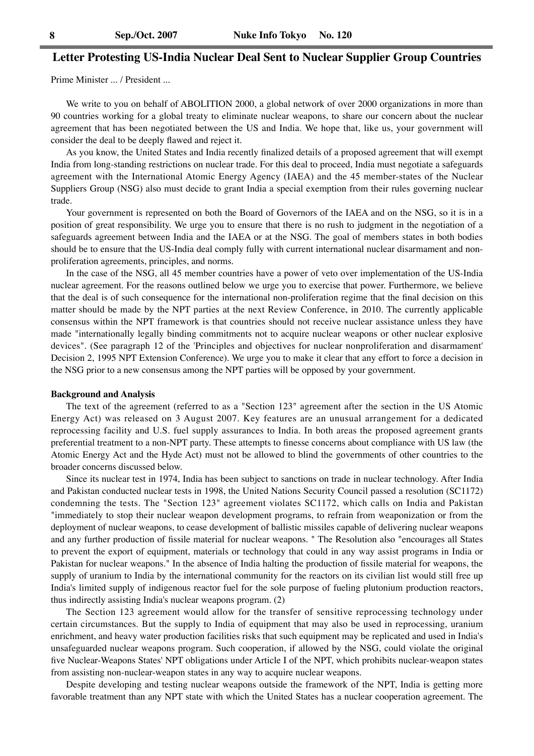## Letter Protesting US-India Nuclear Deal Sent to Nuclear Supplier Group Countries

Prime Minister ... / President ...

We write to you on behalf of ABOLITION 2000, a global network of over 2000 organizations in more than 90 countries working for a global treaty to eliminate nuclear weapons, to share our concern about the nuclear agreement that has been negotiated between the US and India. We hope that, like us, your government will consider the deal to be deeply flawed and reject it.

As you know, the United States and India recently finalized details of a proposed agreement that will exempt India from long-standing restrictions on nuclear trade. For this deal to proceed, India must negotiate a safeguards agreement with the International Atomic Energy Agency (IAEA) and the 45 member-states of the Nuclear Suppliers Group (NSG) also must decide to grant India a special exemption from their rules governing nuclear trade.

Your government is represented on both the Board of Governors of the IAEA and on the NSG, so it is in a position of great responsibility. We urge you to ensure that there is no rush to judgment in the negotiation of a safeguards agreement between India and the IAEA or at the NSG. The goal of members states in both bodies should be to ensure that the US-India deal comply fully with current international nuclear disarmament and non-proliferation agreements, principles, and norms.

In the case of the NSG, all 45 member countries have a power of veto over implementation of the US-India nuclear agreement. For the reasons outlined below we urge you to exercise that power. Furthermore, we believe that the deal is of such consequence for the international non-proliferation regime that the final decision on this matter should be made by the NPT parties at the next Review Conference, in 2010. The currently applicable consensus within the NPT framework is that countries should not receive nuclear assistance unless they have made "internationally legally binding commitments not to acquire nuclear weapons or other nuclear explosive devices". (See paragraph 12 of the 'Principles and objectives for nuclear nonproliferation and disarmament' Decision 2, 1995 NPT Extension Conference). We urge you to make it clear that any effort to force a decision in the NSG prior to a new consensus among the NPT parties will be opposed by your government.

**Background and Analysis**

The text of the agreement (referred to as a "Section 123" agreement after the section in the US Atomic Energy Act) was released on 3 August 2007. Key features are an unusual arrangement for a dedicated reprocessing facility and U.S. fuel supply assurances to India. In both areas the proposed agreement grants preferential treatment to a non-NPT party. These attempts to finesse concerns about compliance with US law (the Atomic Energy Act and the Hyde Act) must not be allowed to blind the governments of other countries to the broader concerns discussed below.

Since its nuclear test in 1974, India has been subject to sanctions on trade in nuclear technology. After India and Pakistan conducted nuclear tests in 1998, the United Nations Security Council passed a resolution (SC1172) condemning the tests. The "Section 123" agreement violates SC1172, which calls on India and Pakistan "immediately to stop their nuclear weapon development programs, to refrain from weaponization or from the deployment of nuclear weapons, to cease development of ballistic missiles capable of delivering nuclear weapons and any further production of fissile material for nuclear weapons. " The Resolution also "encourages all States to prevent the export of equipment, materials or technology that could in any way assist programs in India or Pakistan for nuclear weapons." In the absence of India halting the production of fissile material for weapons, the supply of uranium to India by the international community for the reactors on its civilian list would still free up India's limited supply of indigenous reactor fuel for the sole purpose of fueling plutonium production reactors, thus indirectly assisting India's nuclear weapons program. (2)

The Section 123 agreement would allow for the transfer of sensitive reprocessing technology under certain circumstances. But the supply to India of equipment that may also be used in reprocessing, uranium enrichment, and heavy water production facilities risks that such equipment may be replicated and used in India's unsafeguarded nuclear weapons program. Such cooperation, if allowed by the NSG, could violate the original five Nuclear-Weapons States' NPT obligations under Article I of the NPT, which prohibits nuclear-weapon states from assisting non-nuclear-weapon states in any way to acquire nuclear weapons.

Despite developing and testing nuclear weapons outside the framework of the NPT, India is getting more favorable treatment than any NPT state with which the United States has a nuclear cooperation agreement. The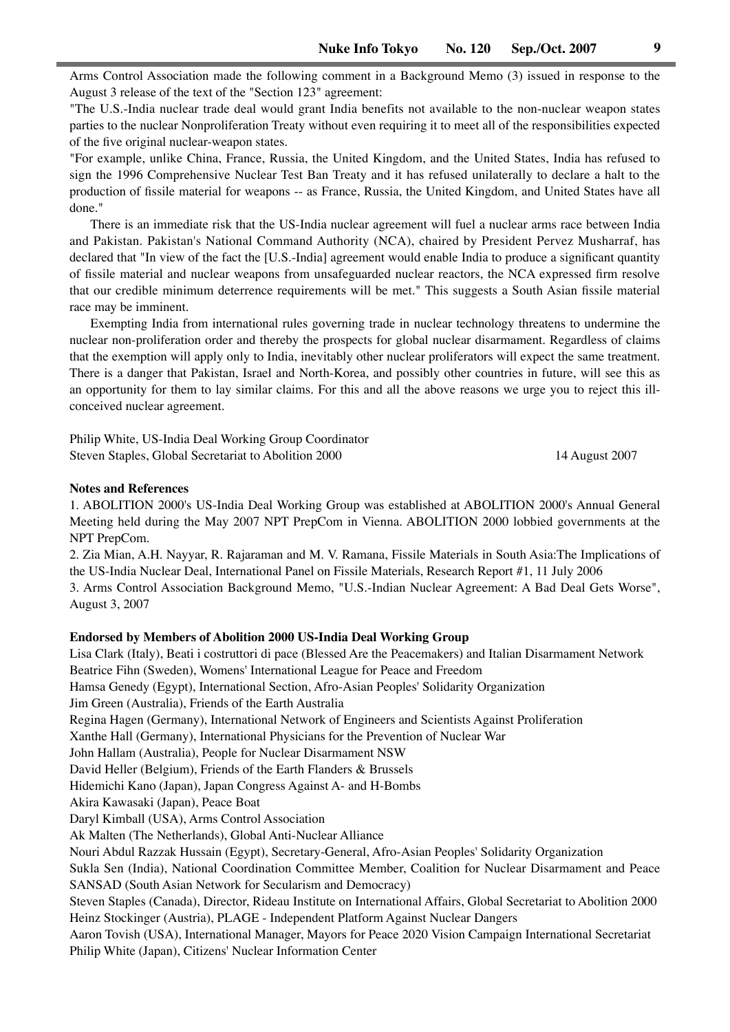Arms Control Association made the following comment in a Background Memo (3) issued in response to the August 3 release of the text of the "Section 123" agreement:

"The U.S.-India nuclear trade deal would grant India benefits not available to the non-nuclear weapon states parties to the nuclear Nonproliferation Treaty without even requiring it to meet all of the responsibilities expected of the five original nuclear-weapon states.

"For example, unlike China, France, Russia, the United Kingdom, and the United States, India has refused to sign the 1996 Comprehensive Nuclear Test Ban Treaty and it has refused unilaterally to declare a halt to the production of fissile material for weapons -- as France, Russia, the United Kingdom, and United States have all done."

There is an immediate risk that the US-India nuclear agreement will fuel a nuclear arms race between India and Pakistan. Pakistan's National Command Authority (NCA), chaired by President Pervez Musharraf, has declared that "In view of the fact the [U.S.-India] agreement would enable India to produce a significant quantity of fissile material and nuclear weapons from unsafeguarded nuclear reactors, the NCA expressed firm resolve that our credible minimum deterrence requirements will be met." This suggests a South Asian fissile material race may be imminent.

Exempting India from international rules governing trade in nuclear technology threatens to undermine the nuclear non-proliferation order and thereby the prospects for global nuclear disarmament. Regardless of claims that the exemption will apply only to India, inevitably other nuclear proliferators will expect the same treatment. There is a danger that Pakistan, Israel and North-Korea, and possibly other countries in future, will see this as an opportunity for them to lay similar claims. For this and all the above reasons we urge you to reject this ill-conceived nuclear agreement.

Philip White, US-India Deal Working Group Coordinator
Steven Staples, Global Secretariat to Abolition 2000 — 14 August 2007

**Notes and References**

1. ABOLITION 2000's US-India Deal Working Group was established at ABOLITION 2000's Annual General Meeting held during the May 2007 NPT PrepCom in Vienna. ABOLITION 2000 lobbied governments at the NPT PrepCom.
2. Zia Mian, A.H. Nayyar, R. Rajaraman and M. V. Ramana, Fissile Materials in South Asia:The Implications of the US-India Nuclear Deal, International Panel on Fissile Materials, Research Report #1, 11 July 2006
3. Arms Control Association Background Memo, "U.S.-Indian Nuclear Agreement: A Bad Deal Gets Worse", August 3, 2007

**Endorsed by Members of Abolition 2000 US-India Deal Working Group**

Lisa Clark (Italy), Beati i costruttori di pace (Blessed Are the Peacemakers) and Italian Disarmament Network
Beatrice Fihn (Sweden), Womens' International League for Peace and Freedom
Hamsa Genedy (Egypt), International Section, Afro-Asian Peoples' Solidarity Organization
Jim Green (Australia), Friends of the Earth Australia
Regina Hagen (Germany), International Network of Engineers and Scientists Against Proliferation
Xanthe Hall (Germany), International Physicians for the Prevention of Nuclear War
John Hallam (Australia), People for Nuclear Disarmament NSW
David Heller (Belgium), Friends of the Earth Flanders & Brussels
Hidemichi Kano (Japan), Japan Congress Against A- and H-Bombs
Akira Kawasaki (Japan), Peace Boat
Daryl Kimball (USA), Arms Control Association
Ak Malten (The Netherlands), Global Anti-Nuclear Alliance
Nouri Abdul Razzak Hussain (Egypt), Secretary-General, Afro-Asian Peoples' Solidarity Organization
Sukla Sen (India), National Coordination Committee Member, Coalition for Nuclear Disarmament and Peace
SANSAD (South Asian Network for Secularism and Democracy)
Steven Staples (Canada), Director, Rideau Institute on International Affairs, Global Secretariat to Abolition 2000
Heinz Stockinger (Austria), PLAGE - Independent Platform Against Nuclear Dangers
Aaron Tovish (USA), International Manager, Mayors for Peace 2020 Vision Campaign International Secretariat
Philip White (Japan), Citizens' Nuclear Information Center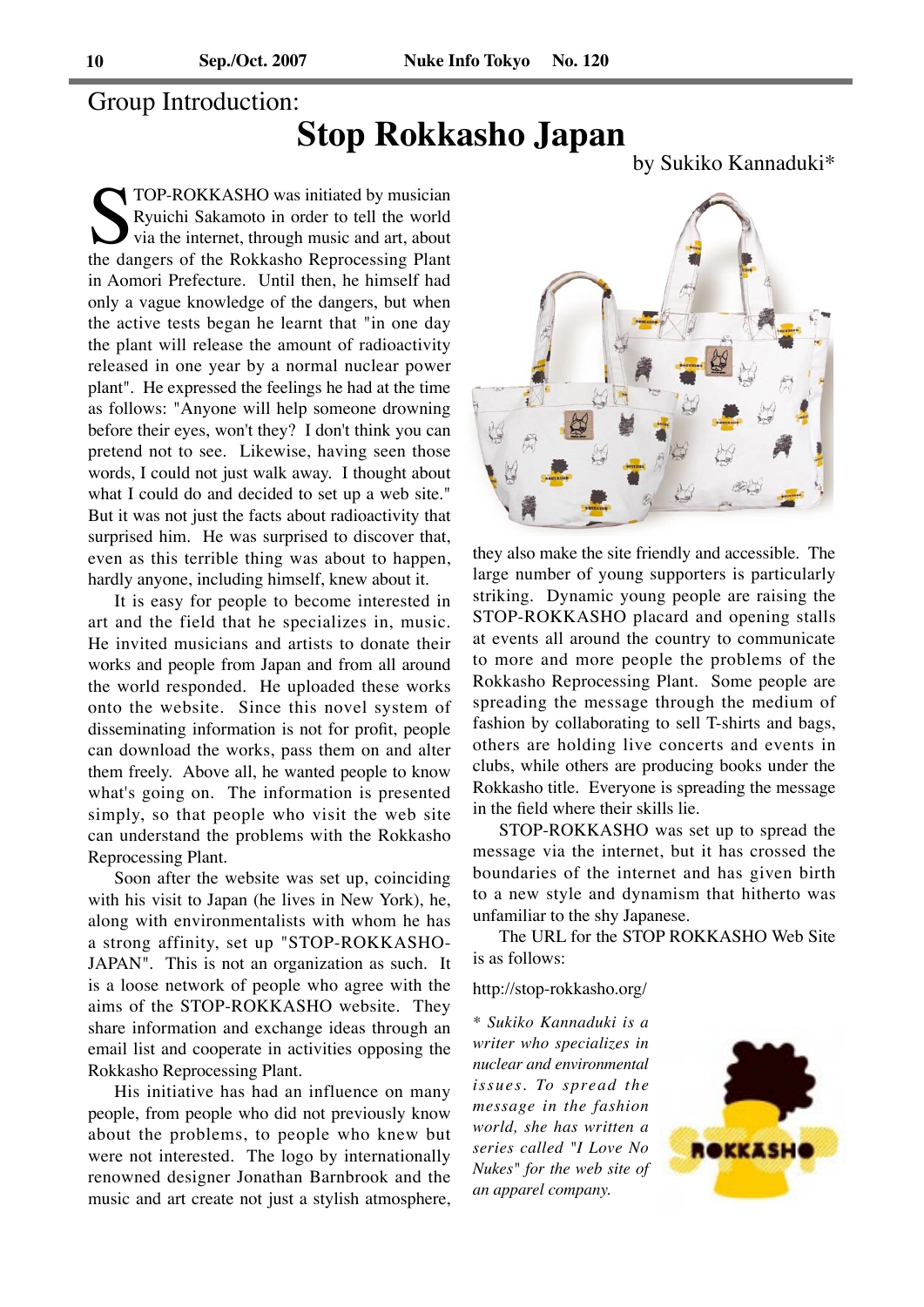## Group Introduction:

# Stop Rokkasho Japan

by Sukiko Kannaduki*

STOP-ROKKASHO was initiated by musician Ryuichi Sakamoto in order to tell the world via the internet, through music and art, about the dangers of the Rokkasho Reprocessing Plant in Aomori Prefecture. Until then, he himself had only a vague knowledge of the dangers, but when the active tests began he learnt that "in one day the plant will release the amount of radioactivity released in one year by a normal nuclear power plant". He expressed the feelings he had at the time as follows: "Anyone will help someone drowning before their eyes, won't they? I don't think you can pretend not to see. Likewise, having seen those words, I could not just walk away. I thought about what I could do and decided to set up a web site." But it was not just the facts about radioactivity that surprised him. He was surprised to discover that, even as this terrible thing was about to happen, hardly anyone, including himself, knew about it.

It is easy for people to become interested in art and the field that he specializes in, music. He invited musicians and artists to donate their works and people from Japan and from all around the world responded. He uploaded these works onto the website. Since this novel system of disseminating information is not for profit, people can download the works, pass them on and alter them freely. Above all, he wanted people to know what's going on. The information is presented simply, so that people who visit the web site can understand the problems with the Rokkasho Reprocessing Plant.

Soon after the website was set up, coinciding with his visit to Japan (he lives in New York), he, along with environmentalists with whom he has a strong affinity, set up "STOP-ROKKASHO-JAPAN". This is not an organization as such. It is a loose network of people who agree with the aims of the STOP-ROKKASHO website. They share information and exchange ideas through an email list and cooperate in activities opposing the Rokkasho Reprocessing Plant.

His initiative has had an influence on many people, from people who did not previously know about the problems, to people who knew but were not interested. The logo by internationally renowned designer Jonathan Barnbrook and the music and art create not just a stylish atmosphere, they also make the site friendly and accessible. The large number of young supporters is particularly striking. Dynamic young people are raising the STOP-ROKKASHO placard and opening stalls at events all around the country to communicate to more and more people the problems of the Rokkasho Reprocessing Plant. Some people are spreading the message through the medium of fashion by collaborating to sell T-shirts and bags, others are holding live concerts and events in clubs, while others are producing books under the Rokkasho title. Everyone is spreading the message in the field where their skills lie.

STOP-ROKKASHO was set up to spread the message via the internet, but it has crossed the boundaries of the internet and has given birth to a new style and dynamism that hitherto was unfamiliar to the shy Japanese.

The URL for the STOP ROKKASHO Web Site is as follows:

http://stop-rokkasho.org/

*\* Sukiko Kannaduki is a writer who specializes in nuclear and environmental issues. To spread the message in the fashion world, she has written a series called "I Love No Nukes" for the web site of an apparel company.*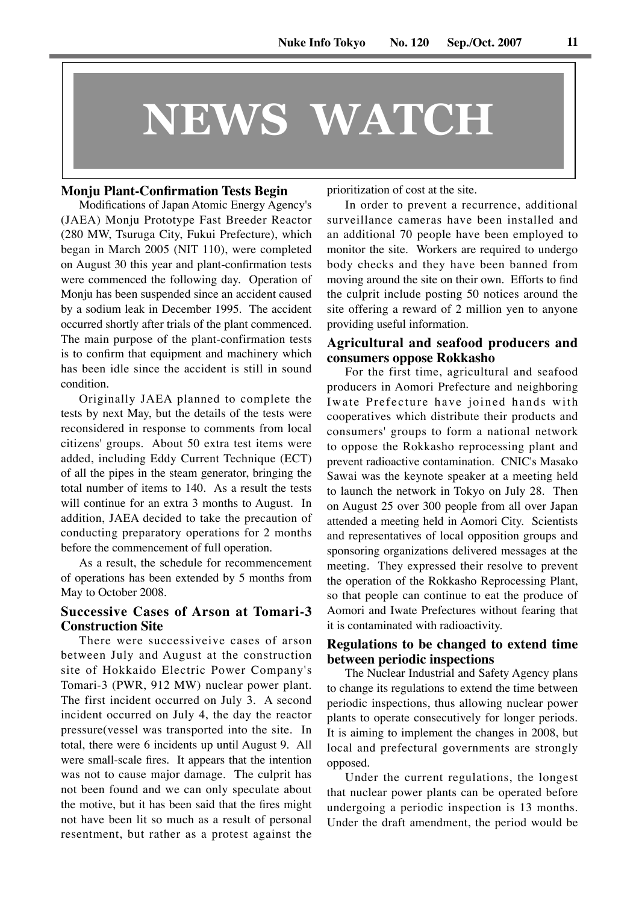# NEWS WATCH

### Monju Plant-Confirmation Tests Begin

Modifications of Japan Atomic Energy Agency's (JAEA) Monju Prototype Fast Breeder Reactor (280 MW, Tsuruga City, Fukui Prefecture), which began in March 2005 (NIT 110), were completed on August 30 this year and plant-confirmation tests were commenced the following day. Operation of Monju has been suspended since an accident caused by a sodium leak in December 1995. The accident occurred shortly after trials of the plant commenced. The main purpose of the plant-confirmation tests is to confirm that equipment and machinery which has been idle since the accident is still in sound condition.

Originally JAEA planned to complete the tests by next May, but the details of the tests were reconsidered in response to comments from local citizens' groups. About 50 extra test items were added, including Eddy Current Technique (ECT) of all the pipes in the steam generator, bringing the total number of items to 140. As a result the tests will continue for an extra 3 months to August. In addition, JAEA decided to take the precaution of conducting preparatory operations for 2 months before the commencement of full operation.

As a result, the schedule for recommencement of operations has been extended by 5 months from May to October 2008.

### Successive Cases of Arson at Tomari-3 Construction Site

There were successiveive cases of arson between July and August at the construction site of Hokkaido Electric Power Company's Tomari-3 (PWR, 912 MW) nuclear power plant. The first incident occurred on July 3. A second incident occurred on July 4, the day the reactor pressure(vessel was transported into the site. In total, there were 6 incidents up until August 9. All were small-scale fires. It appears that the intention was not to cause major damage. The culprit has not been found and we can only speculate about the motive, but it has been said that the fires might not have been lit so much as a result of personal resentment, but rather as a protest against the prioritization of cost at the site.

In order to prevent a recurrence, additional surveillance cameras have been installed and an additional 70 people have been employed to monitor the site. Workers are required to undergo body checks and they have been banned from moving around the site on their own. Efforts to find the culprit include posting 50 notices around the site offering a reward of 2 million yen to anyone providing useful information.

### Agricultural and seafood producers and consumers oppose Rokkasho

For the first time, agricultural and seafood producers in Aomori Prefecture and neighboring Iwate Prefecture have joined hands with cooperatives which distribute their products and consumers' groups to form a national network to oppose the Rokkasho reprocessing plant and prevent radioactive contamination. CNIC's Masako Sawai was the keynote speaker at a meeting held to launch the network in Tokyo on July 28. Then on August 25 over 300 people from all over Japan attended a meeting held in Aomori City. Scientists and representatives of local opposition groups and sponsoring organizations delivered messages at the meeting. They expressed their resolve to prevent the operation of the Rokkasho Reprocessing Plant, so that people can continue to eat the produce of Aomori and Iwate Prefectures without fearing that it is contaminated with radioactivity.

### Regulations to be changed to extend time between periodic inspections

The Nuclear Industrial and Safety Agency plans to change its regulations to extend the time between periodic inspections, thus allowing nuclear power plants to operate consecutively for longer periods. It is aiming to implement the changes in 2008, but local and prefectural governments are strongly opposed.

Under the current regulations, the longest that nuclear power plants can be operated before undergoing a periodic inspection is 13 months. Under the draft amendment, the period would be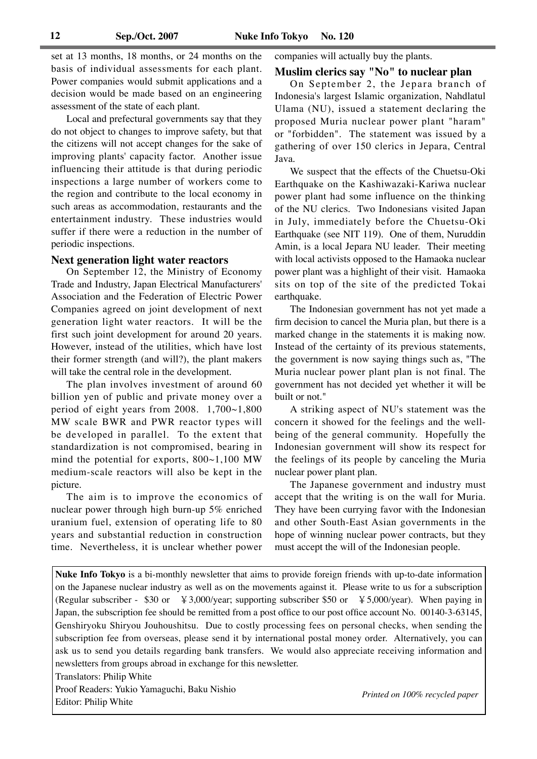set at 13 months, 18 months, or 24 months on the basis of individual assessments for each plant. Power companies would submit applications and a decision would be made based on an engineering assessment of the state of each plant.

Local and prefectural governments say that they do not object to changes to improve safety, but that the citizens will not accept changes for the sake of improving plants' capacity factor. Another issue influencing their attitude is that during periodic inspections a large number of workers come to the region and contribute to the local economy in such areas as accommodation, restaurants and the entertainment industry. These industries would suffer if there were a reduction in the number of periodic inspections.

### Next generation light water reactors

On September 12, the Ministry of Economy Trade and Industry, Japan Electrical Manufacturers' Association and the Federation of Electric Power Companies agreed on joint development of next generation light water reactors. It will be the first such joint development for around 20 years. However, instead of the utilities, which have lost their former strength (and will?), the plant makers will take the central role in the development.

The plan involves investment of around 60 billion yen of public and private money over a period of eight years from 2008. 1,700~1,800 MW scale BWR and PWR reactor types will be developed in parallel. To the extent that standardization is not compromised, bearing in mind the potential for exports, 800~1,100 MW medium-scale reactors will also be kept in the picture.

The aim is to improve the economics of nuclear power through high burn-up 5% enriched uranium fuel, extension of operating life to 80 years and substantial reduction in construction time. Nevertheless, it is unclear whether power companies will actually buy the plants.

### Muslim clerics say "No" to nuclear plan

On September 2, the Jepara branch of Indonesia's largest Islamic organization, Nahdlatul Ulama (NU), issued a statement declaring the proposed Muria nuclear power plant "haram" or "forbidden". The statement was issued by a gathering of over 150 clerics in Jepara, Central Java.

We suspect that the effects of the Chuetsu-Oki Earthquake on the Kashiwazaki-Kariwa nuclear power plant had some influence on the thinking of the NU clerics. Two Indonesians visited Japan in July, immediately before the Chuetsu-Oki Earthquake (see NIT 119). One of them, Nuruddin Amin, is a local Jepara NU leader. Their meeting with local activists opposed to the Hamaoka nuclear power plant was a highlight of their visit. Hamaoka sits on top of the site of the predicted Tokai earthquake.

The Indonesian government has not yet made a firm decision to cancel the Muria plan, but there is a marked change in the statements it is making now. Instead of the certainty of its previous statements, the government is now saying things such as, "The Muria nuclear power plant plan is not final. The government has not decided yet whether it will be built or not."

A striking aspect of NU's statement was the concern it showed for the feelings and the well-being of the general community. Hopefully the Indonesian government will show its respect for the feelings of its people by canceling the Muria nuclear power plant plan.

The Japanese government and industry must accept that the writing is on the wall for Muria. They have been currying favor with the Indonesian and other South-East Asian governments in the hope of winning nuclear power contracts, but they must accept the will of the Indonesian people.

---

**Nuke Info Tokyo** is a bi-monthly newsletter that aims to provide foreign friends with up-to-date information on the Japanese nuclear industry as well as on the movements against it. Please write to us for a subscription (Regular subscriber - $30 or ￥3,000/year; supporting subscriber $50 or ￥5,000/year). When paying in Japan, the subscription fee should be remitted from a post office to our post office account No. 00140-3-63145, Genshiryoku Shiryou Jouhoushitsu. Due to costly processing fees on personal checks, when sending the subscription fee from overseas, please send it by international postal money order. Alternatively, you can ask us to send you details regarding bank transfers. We would also appreciate receiving information and newsletters from groups abroad in exchange for this newsletter.

Translators: Philip White
Proof Readers: Yukio Yamaguchi, Baku Nishio
Editor: Philip White

*Printed on 100% recycled paper*